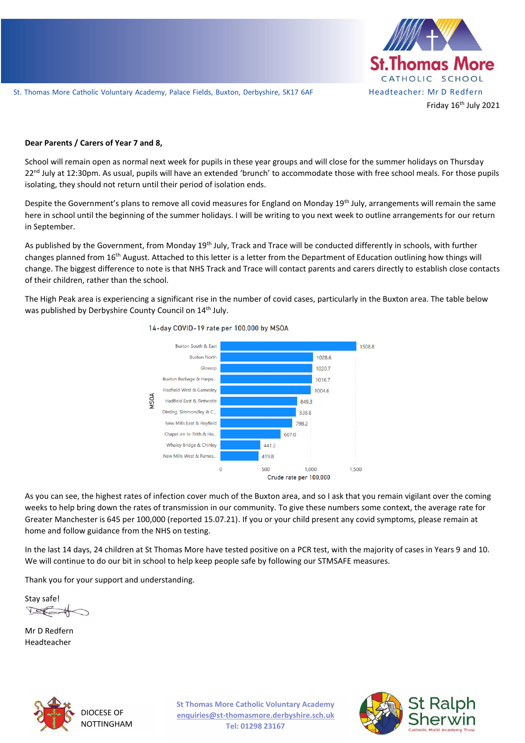St. Thomas More Catholic Voluntary Academy, Palace Fields, Buxton, Derbyshire, SK17 6AF

St.Thomas More CATHOLIC SCHOOL

Headteacher: Mr D Redfern

Friday 16th July 2021

**Dear Parents / Carers of Year 7 and 8,**

School will remain open as normal next week for pupils in these year groups and will close for the summer holidays on Thursday 22nd July at 12:30pm. As usual, pupils will have an extended 'brunch' to accommodate those with free school meals. For those pupils isolating, they should not return until their period of isolation ends.

Despite the Government's plans to remove all covid measures for England on Monday 19th July, arrangements will remain the same here in school until the beginning of the summer holidays. I will be writing to you next week to outline arrangements for our return in September.

As published by the Government, from Monday 19th July, Track and Trace will be conducted differently in schools, with further changes planned from 16th August. Attached to this letter is a letter from the Department of Education outlining how things will change. The biggest difference to note is that NHS Track and Trace will contact parents and carers directly to establish close contacts of their children, rather than the school.

The High Peak area is experiencing a significant rise in the number of covid cases, particularly in the Buxton area. The table below was published by Derbyshire County Council on 14th July.

14-day COVID-19 rate per 100,000 by MSOA

| MSOA | Crude rate per 100,000 |
|---|---|
| Buxton South & East | 1508.8 |
| Buxton North | 1028.6 |
| Glossop | 1020.7 |
| Buxton Burbage & Harpu... | 1016.7 |
| Hadfield West & Gamesley | 1004.6 |
| Hadfield East & Tintwistle | 849.3 |
| Dinting, Simmondley & C... | 838.8 |
| New Mills East & Hayfield | 798.2 |
| Chapel-en-le-Frith & Ho... | 667.0 |
| Whaley Bridge & Chinley | 441.2 |
| New Mills West & Furnes... | 419.8 |

As you can see, the highest rates of infection cover much of the Buxton area, and so I ask that you remain vigilant over the coming weeks to help bring down the rates of transmission in our community. To give these numbers some context, the average rate for Greater Manchester is 645 per 100,000 (reported 15.07.21). If you or your child present any covid symptoms, please remain at home and follow guidance from the NHS on testing.

In the last 14 days, 24 children at St Thomas More have tested positive on a PCR test, with the majority of cases in Years 9 and 10. We will continue to do our bit in school to help keep people safe by following our STMSAFE measures.

Thank you for your support and understanding.

Stay safe!

Mr D Redfern
Headteacher

DIOCESE OF NOTTINGHAM

St Thomas More Catholic Voluntary Academy
enquiries@st-thomasmore.derbyshire.sch.uk
Tel: 01298 23167

St Ralph Sherwin Catholic Multi Academy Trust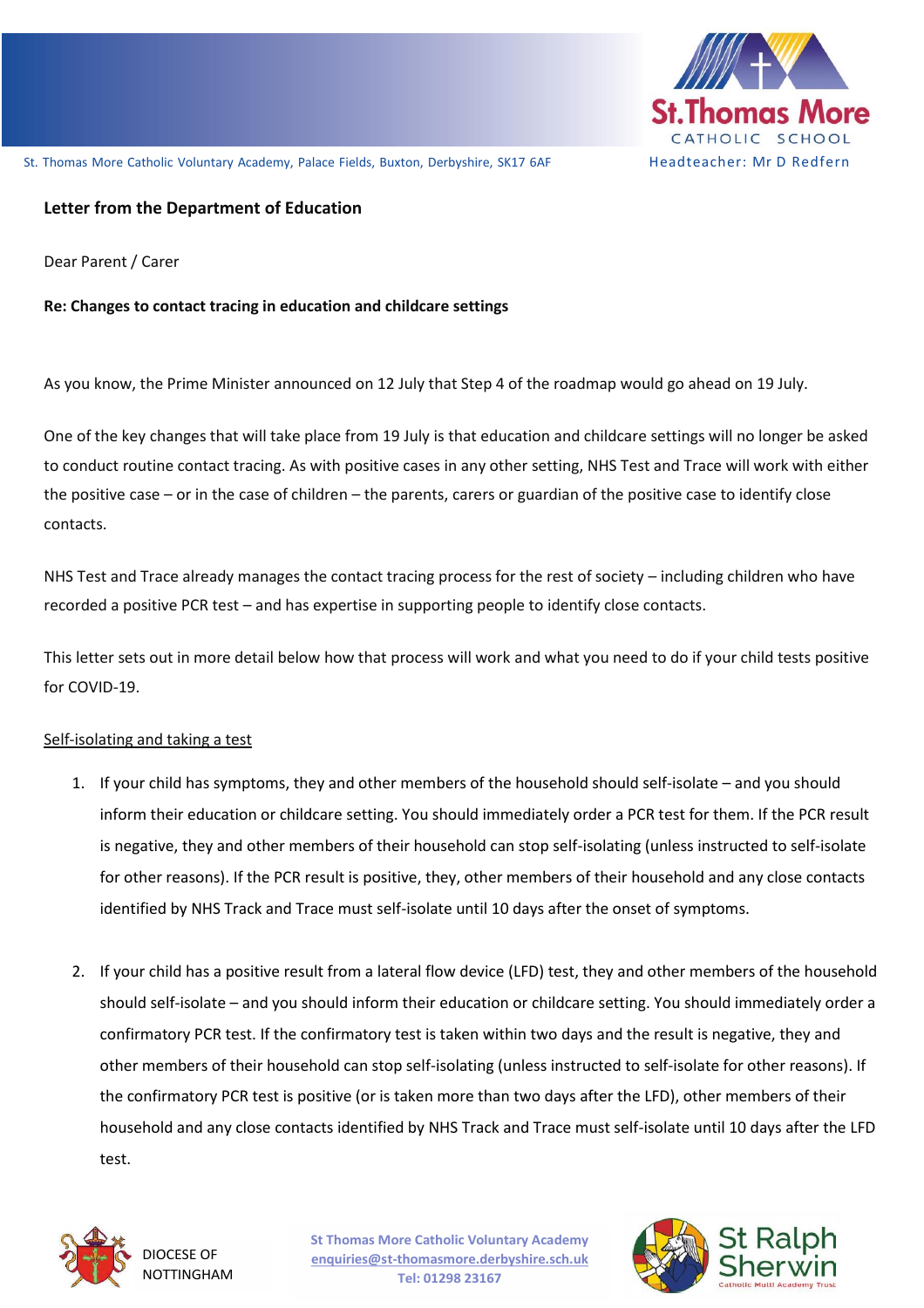**Letter from the Department of Education**

Dear Parent / Carer

**Re: Changes to contact tracing in education and childcare settings**

As you know, the Prime Minister announced on 12 July that Step 4 of the roadmap would go ahead on 19 July.

One of the key changes that will take place from 19 July is that education and childcare settings will no longer be asked to conduct routine contact tracing. As with positive cases in any other setting, NHS Test and Trace will work with either the positive case – or in the case of children – the parents, carers or guardian of the positive case to identify close contacts.

NHS Test and Trace already manages the contact tracing process for the rest of society – including children who have recorded a positive PCR test – and has expertise in supporting people to identify close contacts.

This letter sets out in more detail below how that process will work and what you need to do if your child tests positive for COVID-19.

<u>Self-isolating and taking a test</u>

1. If your child has symptoms, they and other members of the household should self-isolate – and you should inform their education or childcare setting. You should immediately order a PCR test for them. If the PCR result is negative, they and other members of their household can stop self-isolating (unless instructed to self-isolate for other reasons). If the PCR result is positive, they, other members of their household and any close contacts identified by NHS Track and Trace must self-isolate until 10 days after the onset of symptoms.

2. If your child has a positive result from a lateral flow device (LFD) test, they and other members of the household should self-isolate – and you should inform their education or childcare setting. You should immediately order a confirmatory PCR test. If the confirmatory test is taken within two days and the result is negative, they and other members of their household can stop self-isolating (unless instructed to self-isolate for other reasons). If the confirmatory PCR test is positive (or is taken more than two days after the LFD), other members of their household and any close contacts identified by NHS Track and Trace must self-isolate until 10 days after the LFD test.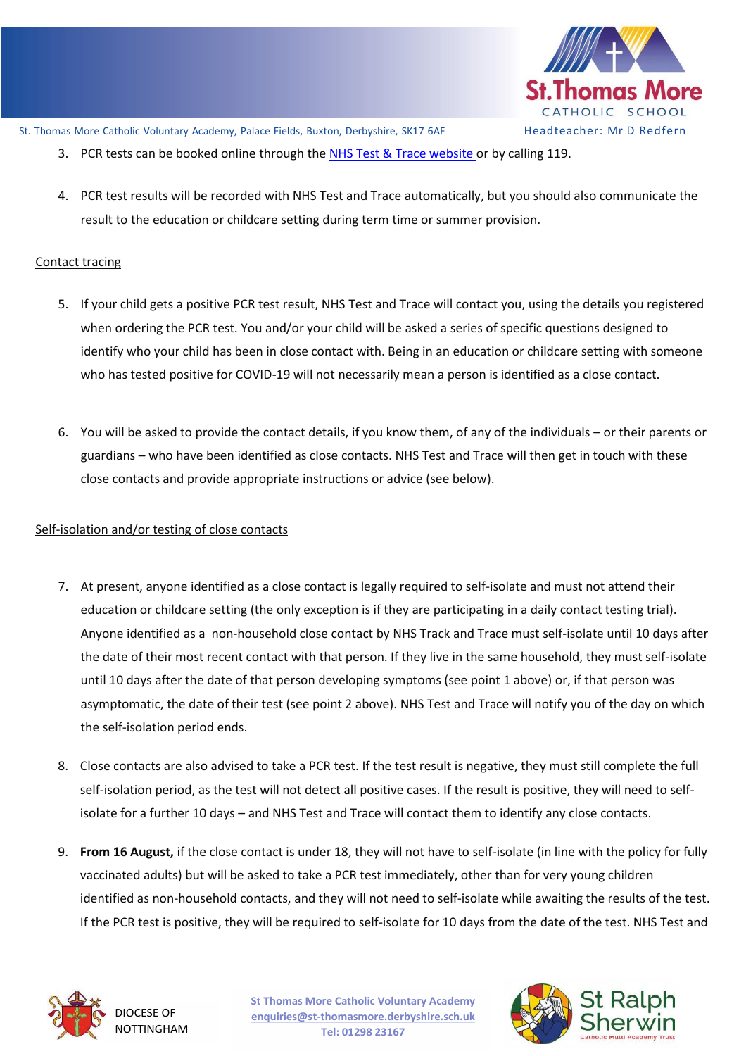3. PCR tests can be booked online through the [NHS Test & Trace website](#) or by calling 119.

4. PCR test results will be recorded with NHS Test and Trace automatically, but you should also communicate the result to the education or childcare setting during term time or summer provision.

<u>Contact tracing</u>

5. If your child gets a positive PCR test result, NHS Test and Trace will contact you, using the details you registered when ordering the PCR test. You and/or your child will be asked a series of specific questions designed to identify who your child has been in close contact with. Being in an education or childcare setting with someone who has tested positive for COVID-19 will not necessarily mean a person is identified as a close contact.

6. You will be asked to provide the contact details, if you know them, of any of the individuals – or their parents or guardians – who have been identified as close contacts. NHS Test and Trace will then get in touch with these close contacts and provide appropriate instructions or advice (see below).

<u>Self-isolation and/or testing of close contacts</u>

7. At present, anyone identified as a close contact is legally required to self-isolate and must not attend their education or childcare setting (the only exception is if they are participating in a daily contact testing trial). Anyone identified as a non-household close contact by NHS Track and Trace must self-isolate until 10 days after the date of their most recent contact with that person. If they live in the same household, they must self-isolate until 10 days after the date of that person developing symptoms (see point 1 above) or, if that person was asymptomatic, the date of their test (see point 2 above). NHS Test and Trace will notify you of the day on which the self-isolation period ends.

8. Close contacts are also advised to take a PCR test. If the test result is negative, they must still complete the full self-isolation period, as the test will not detect all positive cases. If the result is positive, they will need to self-isolate for a further 10 days – and NHS Test and Trace will contact them to identify any close contacts.

9. **From 16 August,** if the close contact is under 18, they will not have to self-isolate (in line with the policy for fully vaccinated adults) but will be asked to take a PCR test immediately, other than for very young children identified as non-household contacts, and they will not need to self-isolate while awaiting the results of the test. If the PCR test is positive, they will be required to self-isolate for 10 days from the date of the test. NHS Test and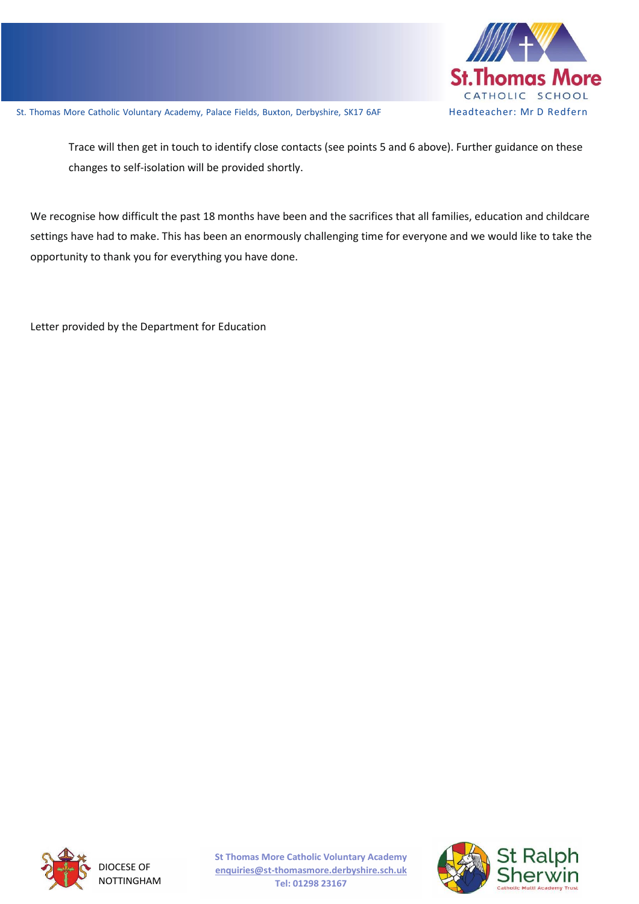Trace will then get in touch to identify close contacts (see points 5 and 6 above). Further guidance on these changes to self-isolation will be provided shortly.

We recognise how difficult the past 18 months have been and the sacrifices that all families, education and childcare settings have had to make. This has been an enormously challenging time for everyone and we would like to take the opportunity to thank you for everything you have done.

Letter provided by the Department for Education